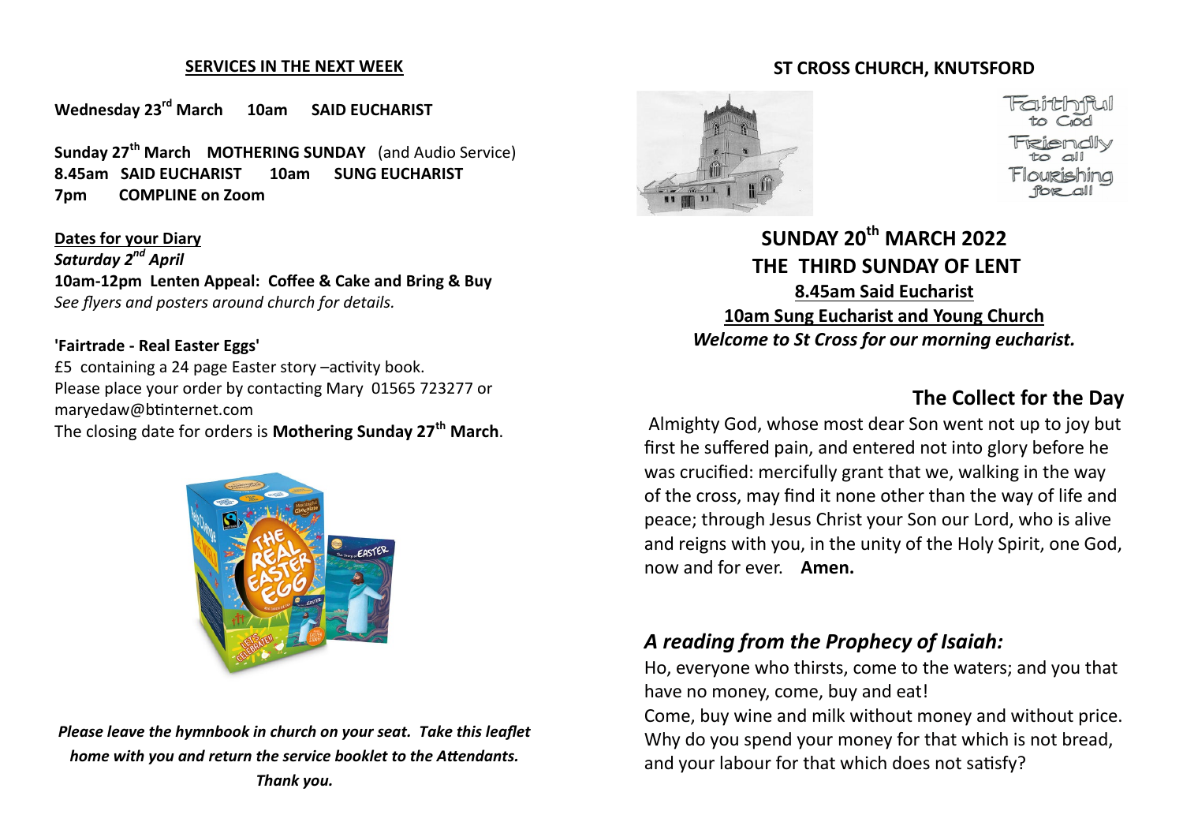## SERVICES IN THE NEXT WEEK

**Wednesday 23rd March 10am SAID EUCHARIST**

**Sunday 27th March MOTHERING SUNDAY** (and Audio Service)
**8.45am SAID EUCHARIST 10am SUNG EUCHARIST**
**7pm COMPLINE on Zoom**

**Dates for your Diary**
***Saturday 2nd April***
**10am-12pm Lenten Appeal: Coffee & Cake and Bring & Buy**
*See flyers and posters around church for details.*

**'Fairtrade - Real Easter Eggs'**
£5 containing a 24 page Easter story –activity book.
Please place your order by contacting Mary 01565 723277 or maryedaw@btinternet.com
The closing date for orders is **Mothering Sunday 27th March**.

***Please leave the hymnbook in church on your seat. Take this leaflet home with you and return the service booklet to the Attendants. Thank you.***

## ST CROSS CHURCH, KNUTSFORD

Faithful to God
Friendly to all
Flourishing for all

# SUNDAY 20th MARCH 2022
# THE THIRD SUNDAY OF LENT

**8.45am Said Eucharist**
**10am Sung Eucharist and Young Church**
***Welcome to St Cross for our morning eucharist.***

## The Collect for the Day

Almighty God, whose most dear Son went not up to joy but first he suffered pain, and entered not into glory before he was crucified: mercifully grant that we, walking in the way of the cross, may find it none other than the way of life and peace; through Jesus Christ your Son our Lord, who is alive and reigns with you, in the unity of the Holy Spirit, one God, now and for ever. **Amen.**

## *A reading from the Prophecy of Isaiah:*

Ho, everyone who thirsts, come to the waters; and you that have no money, come, buy and eat!
Come, buy wine and milk without money and without price.
Why do you spend your money for that which is not bread, and your labour for that which does not satisfy?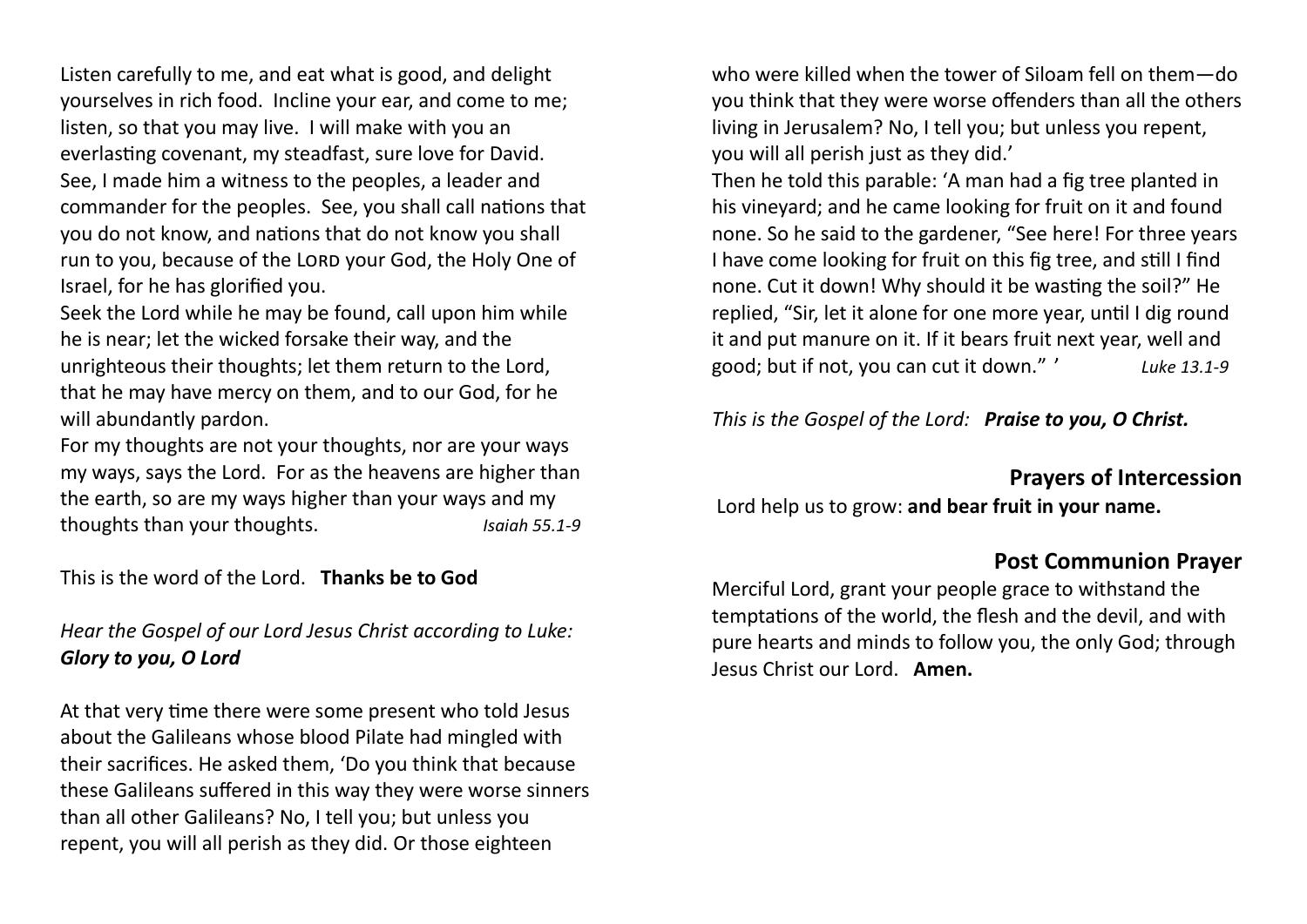Listen carefully to me, and eat what is good, and delight yourselves in rich food. Incline your ear, and come to me; listen, so that you may live. I will make with you an everlasting covenant, my steadfast, sure love for David. See, I made him a witness to the peoples, a leader and commander for the peoples. See, you shall call nations that you do not know, and nations that do not know you shall run to you, because of the LORD your God, the Holy One of Israel, for he has glorified you.

Seek the Lord while he may be found, call upon him while he is near; let the wicked forsake their way, and the unrighteous their thoughts; let them return to the Lord, that he may have mercy on them, and to our God, for he will abundantly pardon.

For my thoughts are not your thoughts, nor are your ways my ways, says the Lord. For as the heavens are higher than the earth, so are my ways higher than your ways and my thoughts than your thoughts. *Isaiah 55.1-9*

This is the word of the Lord. **Thanks be to God**

*Hear the Gospel of our Lord Jesus Christ according to Luke:* ***Glory to you, O Lord***

At that very time there were some present who told Jesus about the Galileans whose blood Pilate had mingled with their sacrifices. He asked them, 'Do you think that because these Galileans suffered in this way they were worse sinners than all other Galileans? No, I tell you; but unless you repent, you will all perish as they did. Or those eighteen who were killed when the tower of Siloam fell on them—do you think that they were worse offenders than all the others living in Jerusalem? No, I tell you; but unless you repent, you will all perish just as they did.'

Then he told this parable: 'A man had a fig tree planted in his vineyard; and he came looking for fruit on it and found none. So he said to the gardener, "See here! For three years I have come looking for fruit on this fig tree, and still I find none. Cut it down! Why should it be wasting the soil?" He replied, "Sir, let it alone for one more year, until I dig round it and put manure on it. If it bears fruit next year, well and good; but if not, you can cut it down." ' *Luke 13.1-9*

*This is the Gospel of the Lord:* ***Praise to you, O Christ.***

## Prayers of Intercession

Lord help us to grow: **and bear fruit in your name.**

## Post Communion Prayer

Merciful Lord, grant your people grace to withstand the temptations of the world, the flesh and the devil, and with pure hearts and minds to follow you, the only God; through Jesus Christ our Lord. **Amen.**